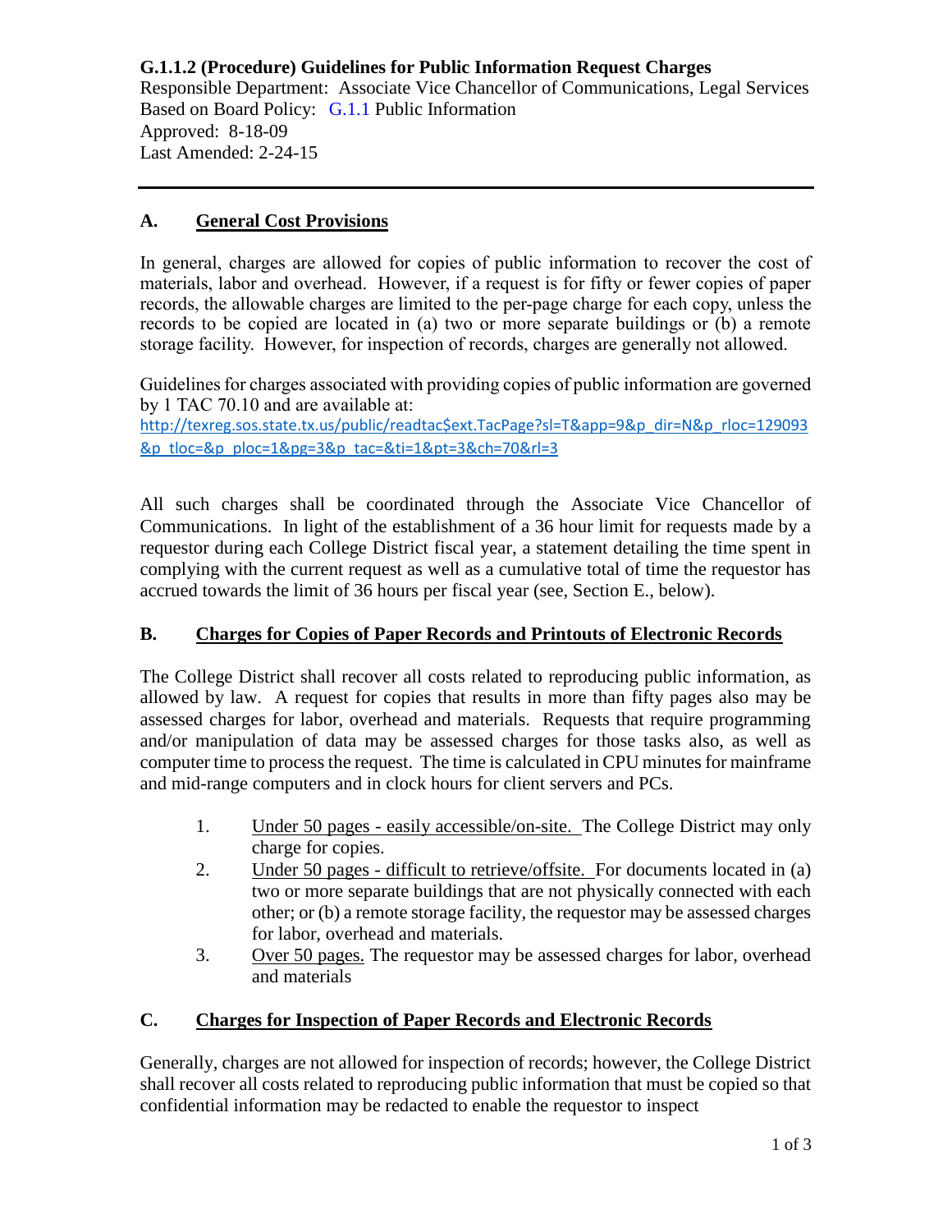**G.1.1.2 (Procedure) Guidelines for Public Information Request Charges**
Responsible Department: Associate Vice Chancellor of Communications, Legal Services
Based on Board Policy: G.1.1 Public Information
Approved: 8-18-09
Last Amended: 2-24-15

---

## A. General Cost Provisions

In general, charges are allowed for copies of public information to recover the cost of materials, labor and overhead. However, if a request is for fifty or fewer copies of paper records, the allowable charges are limited to the per-page charge for each copy, unless the records to be copied are located in (a) two or more separate buildings or (b) a remote storage facility. However, for inspection of records, charges are generally not allowed.

Guidelines for charges associated with providing copies of public information are governed by 1 TAC 70.10 and are available at:
http://texreg.sos.state.tx.us/public/readtac$ext.TacPage?sl=T&app=9&p_dir=N&p_rloc=129093&p_tloc=&p_ploc=1&pg=3&p_tac=&ti=1&pt=3&ch=70&rl=3

All such charges shall be coordinated through the Associate Vice Chancellor of Communications. In light of the establishment of a 36 hour limit for requests made by a requestor during each College District fiscal year, a statement detailing the time spent in complying with the current request as well as a cumulative total of time the requestor has accrued towards the limit of 36 hours per fiscal year (see, Section E., below).

## B. Charges for Copies of Paper Records and Printouts of Electronic Records

The College District shall recover all costs related to reproducing public information, as allowed by law. A request for copies that results in more than fifty pages also may be assessed charges for labor, overhead and materials. Requests that require programming and/or manipulation of data may be assessed charges for those tasks also, as well as computer time to process the request. The time is calculated in CPU minutes for mainframe and mid-range computers and in clock hours for client servers and PCs.

1. Under 50 pages - easily accessible/on-site. The College District may only charge for copies.
2. Under 50 pages - difficult to retrieve/offsite. For documents located in (a) two or more separate buildings that are not physically connected with each other; or (b) a remote storage facility, the requestor may be assessed charges for labor, overhead and materials.
3. Over 50 pages. The requestor may be assessed charges for labor, overhead and materials

## C. Charges for Inspection of Paper Records and Electronic Records

Generally, charges are not allowed for inspection of records; however, the College District shall recover all costs related to reproducing public information that must be copied so that confidential information may be redacted to enable the requestor to inspect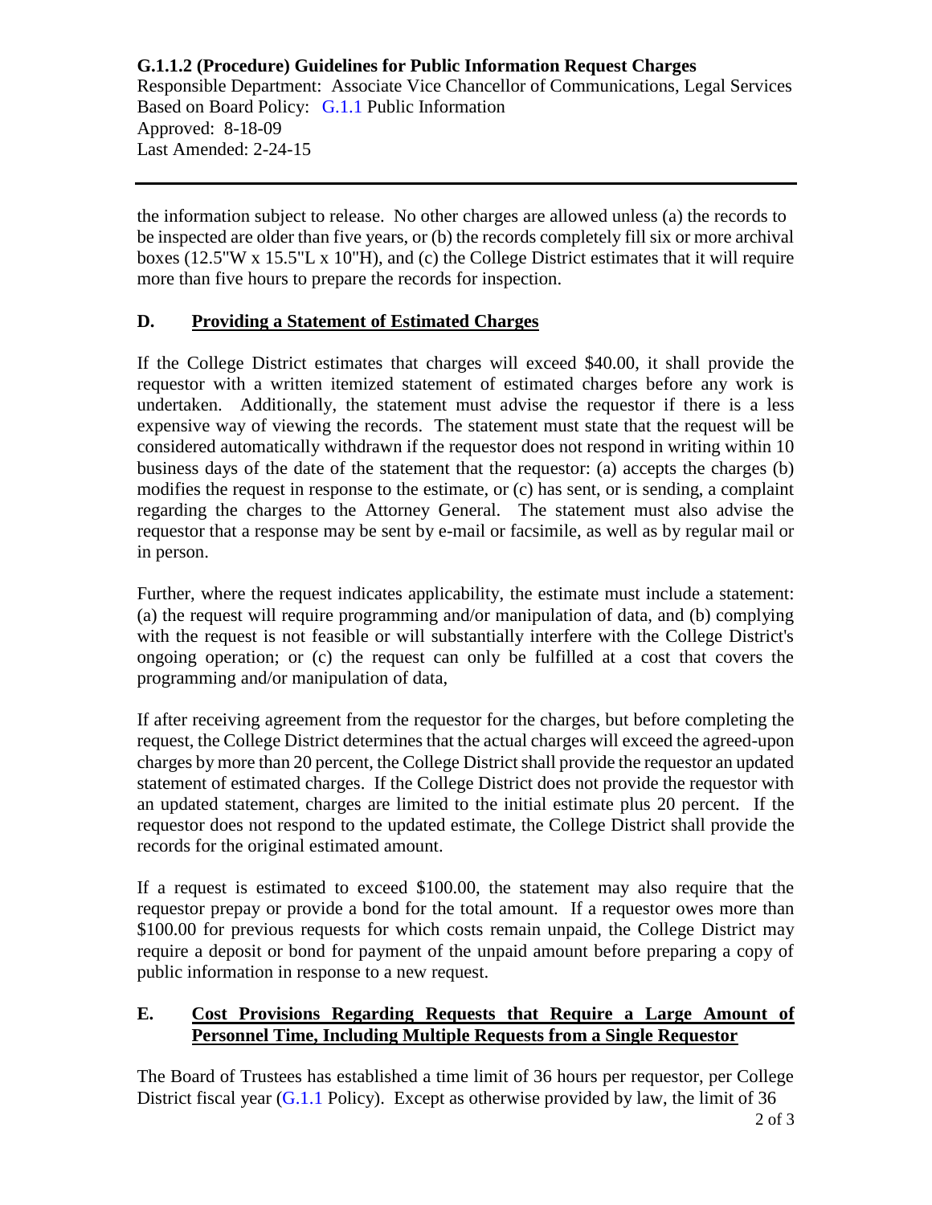the information subject to release. No other charges are allowed unless (a) the records to be inspected are older than five years, or (b) the records completely fill six or more archival boxes (12.5"W x 15.5"L x 10"H), and (c) the College District estimates that it will require more than five hours to prepare the records for inspection.

## D. Providing a Statement of Estimated Charges

If the College District estimates that charges will exceed $40.00, it shall provide the requestor with a written itemized statement of estimated charges before any work is undertaken. Additionally, the statement must advise the requestor if there is a less expensive way of viewing the records. The statement must state that the request will be considered automatically withdrawn if the requestor does not respond in writing within 10 business days of the date of the statement that the requestor: (a) accepts the charges (b) modifies the request in response to the estimate, or (c) has sent, or is sending, a complaint regarding the charges to the Attorney General. The statement must also advise the requestor that a response may be sent by e-mail or facsimile, as well as by regular mail or in person.

Further, where the request indicates applicability, the estimate must include a statement: (a) the request will require programming and/or manipulation of data, and (b) complying with the request is not feasible or will substantially interfere with the College District's ongoing operation; or (c) the request can only be fulfilled at a cost that covers the programming and/or manipulation of data,

If after receiving agreement from the requestor for the charges, but before completing the request, the College District determines that the actual charges will exceed the agreed-upon charges by more than 20 percent, the College District shall provide the requestor an updated statement of estimated charges. If the College District does not provide the requestor with an updated statement, charges are limited to the initial estimate plus 20 percent. If the requestor does not respond to the updated estimate, the College District shall provide the records for the original estimated amount.

If a request is estimated to exceed $100.00, the statement may also require that the requestor prepay or provide a bond for the total amount. If a requestor owes more than $100.00 for previous requests for which costs remain unpaid, the College District may require a deposit or bond for payment of the unpaid amount before preparing a copy of public information in response to a new request.

## E. Cost Provisions Regarding Requests that Require a Large Amount of Personnel Time, Including Multiple Requests from a Single Requestor

The Board of Trustees has established a time limit of 36 hours per requestor, per College District fiscal year (G.1.1 Policy). Except as otherwise provided by law, the limit of 36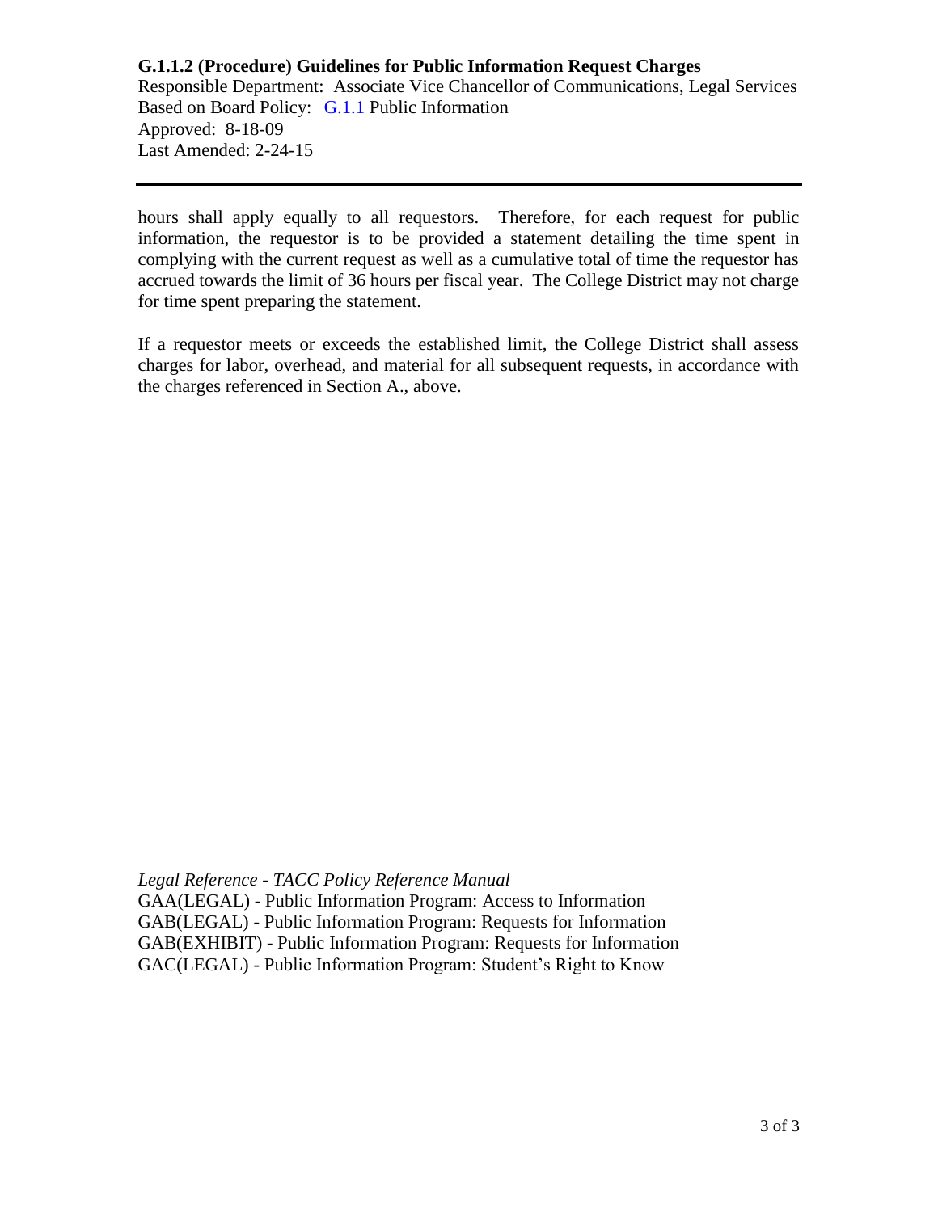hours shall apply equally to all requestors. Therefore, for each request for public information, the requestor is to be provided a statement detailing the time spent in complying with the current request as well as a cumulative total of time the requestor has accrued towards the limit of 36 hours per fiscal year. The College District may not charge for time spent preparing the statement.

If a requestor meets or exceeds the established limit, the College District shall assess charges for labor, overhead, and material for all subsequent requests, in accordance with the charges referenced in Section A., above.

*Legal Reference - TACC Policy Reference Manual*
GAA(LEGAL) - Public Information Program: Access to Information
GAB(LEGAL) - Public Information Program: Requests for Information
GAB(EXHIBIT) - Public Information Program: Requests for Information
GAC(LEGAL) - Public Information Program: Student's Right to Know